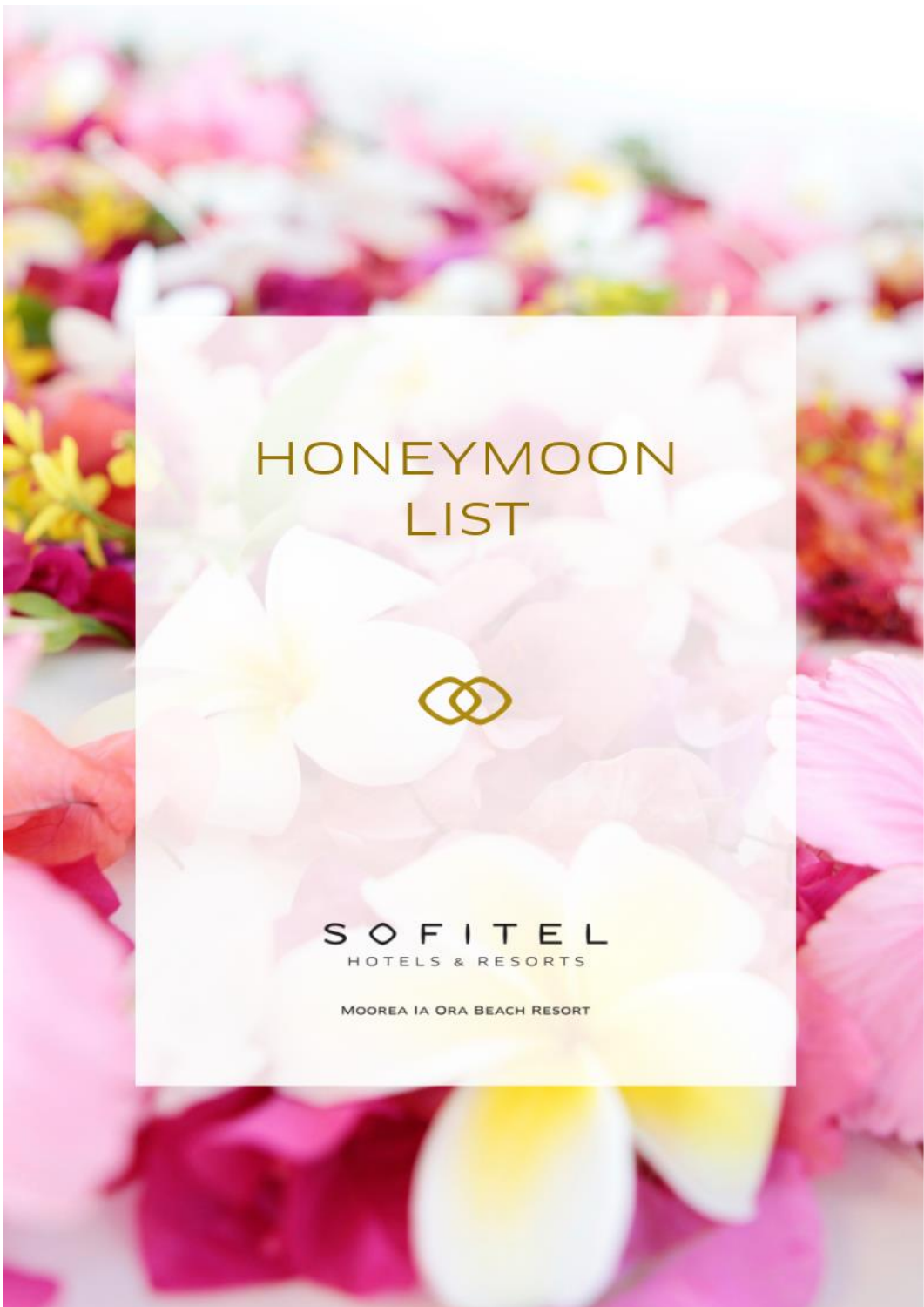# HONEYMOON LIST

SOFITEL

HOTELS & RESORTS

MOOREA IA ORA BEACH RESORT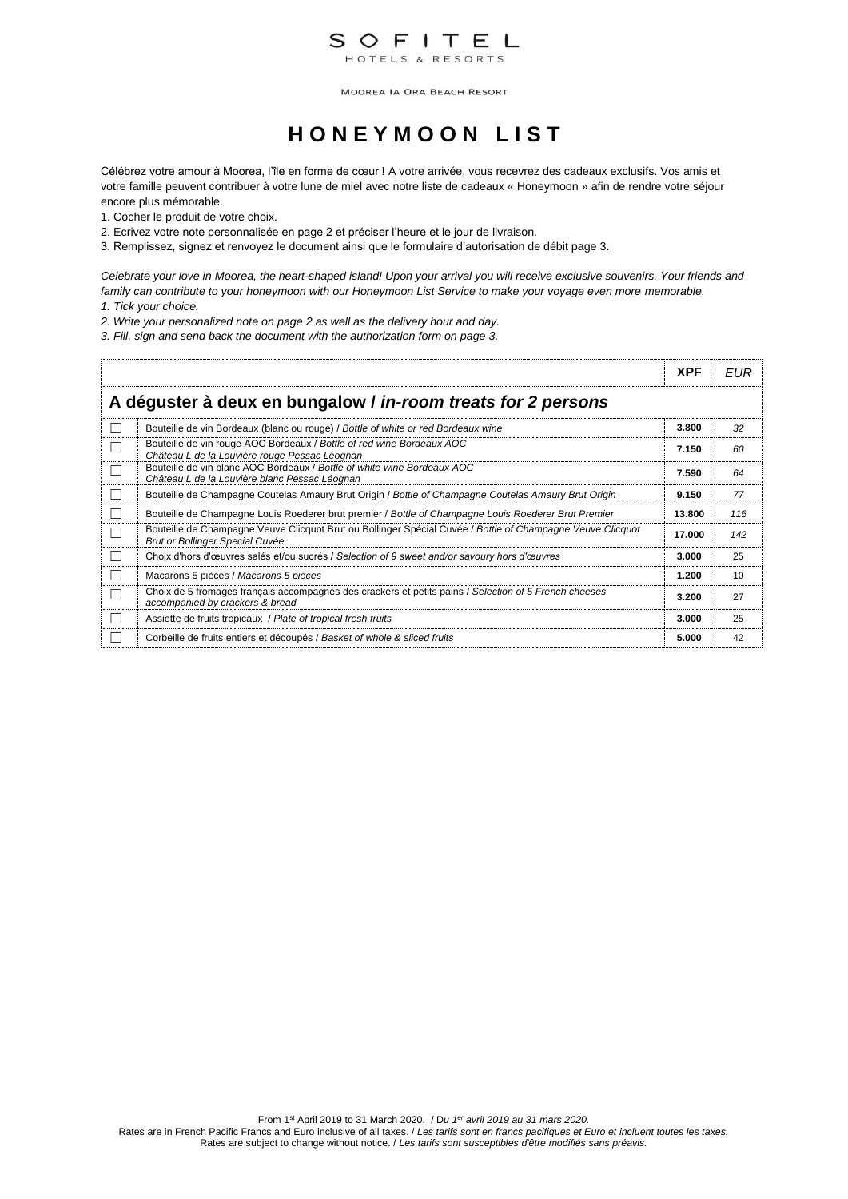SOFITEL

HOTELS & RESORTS

MOOREA IA ORA BEACH RESORT

# HONEYMOON LIST

Célébrez votre amour à Moorea, l'île en forme de cœur ! A votre arrivée, vous recevrez des cadeaux exclusifs. Vos amis et votre famille peuvent contribuer à votre lune de miel avec notre liste de cadeaux « Honeymoon » afin de rendre votre séjour encore plus mémorable.

1. Cocher le produit de votre choix.
2. Ecrivez votre note personnalisée en page 2 et préciser l'heure et le jour de livraison.
3. Remplissez, signez et renvoyez le document ainsi que le formulaire d'autorisation de débit page 3.

*Celebrate your love in Moorea, the heart-shaped island! Upon your arrival you will receive exclusive souvenirs. Your friends and family can contribute to your honeymoon with our Honeymoon List Service to make your voyage even more memorable.*

*1. Tick your choice.*

*2. Write your personalized note on page 2 as well as the delivery hour and day.*

*3. Fill, sign and send back the document with the authorization form on page 3.*

| | | XPF | *EUR* |
|---|---|---|---|
| **A déguster à deux en bungalow / *in-room treats for 2 persons*** | | | |
| ☐ | Bouteille de vin Bordeaux (blanc ou rouge) / *Bottle of white or red Bordeaux wine* | **3.800** | *32* |
| ☐ | Bouteille de vin rouge AOC Bordeaux / *Bottle of red wine Bordeaux AOC Château L de la Louvière rouge Pessac Léognan* | **7.150** | *60* |
| ☐ | Bouteille de vin blanc AOC Bordeaux / *Bottle of white wine Bordeaux AOC Château L de la Louvière blanc Pessac Léognan* | **7.590** | *64* |
| ☐ | Bouteille de Champagne Coutelas Amaury Brut Origin / *Bottle of Champagne Coutelas Amaury Brut Origin* | **9.150** | *77* |
| ☐ | Bouteille de Champagne Louis Roederer brut premier / *Bottle of Champagne Louis Roederer Brut Premier* | **13.800** | *116* |
| ☐ | Bouteille de Champagne Veuve Clicquot Brut ou Bollinger Spécial Cuvée / *Bottle of Champagne Veuve Clicquot Brut or Bollinger Special Cuvée* | **17.000** | *142* |
| ☐ | Choix d'hors d'œuvres salés et/ou sucrés / *Selection of 9 sweet and/or savoury hors d'œuvres* | **3.000** | 25 |
| ☐ | Macarons 5 pièces / *Macarons 5 pieces* | **1.200** | 10 |
| ☐ | Choix de 5 fromages français accompagnés des crackers et petits pains / *Selection of 5 French cheeses accompanied by crackers & bread* | **3.200** | 27 |
| ☐ | Assiette de fruits tropicaux / *Plate of tropical fresh fruits* | **3.000** | 25 |
| ☐ | Corbeille de fruits entiers et découpés / *Basket of whole & sliced fruits* | **5.000** | 42 |

From 1st April 2019 to 31 March 2020. / Du *1er avril 2019 au 31 mars 2020.*

Rates are in French Pacific Francs and Euro inclusive of all taxes. / *Les tarifs sont en francs pacifiques et Euro et incluent toutes les taxes.*

Rates are subject to change without notice. / *Les tarifs sont susceptibles d'être modifiés sans préavis.*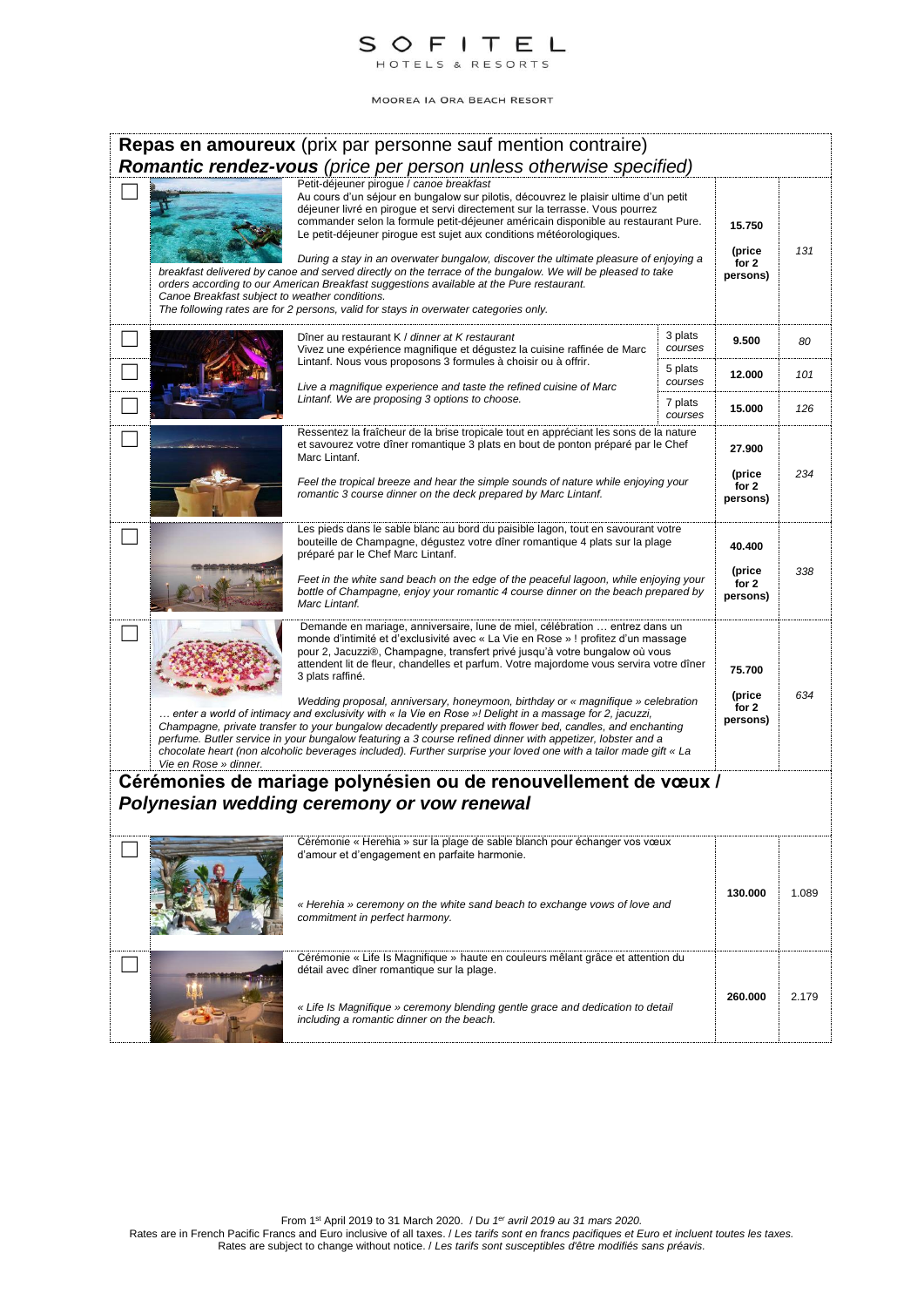SOFITEL
HOTELS & RESORTS

MOOREA IA ORA BEACH RESORT

## Repas en amoureux (prix par personne sauf mention contraire)
## *Romantic rendez-vous (price per person unless otherwise specified)*

| ☐ | Description | | XPF | EUR |
|---|---|---|---|---|
| ☐ | Petit-déjeuner pirogue / *canoe breakfast*<br>Au cours d'un séjour en bungalow sur pilotis, découvrez le plaisir ultime d'un petit déjeuner livré en pirogue et servi directement sur la terrasse. Vous pourrez commander selon la formule petit-déjeuner américain disponible au restaurant Pure. Le petit-déjeuner pirogue est sujet aux conditions météorologiques.<br>*During a stay in an overwater bungalow, discover the ultimate pleasure of enjoying a breakfast delivered by canoe and served directly on the terrace of the bungalow. We will be pleased to take orders according to our American Breakfast suggestions available at the Pure restaurant. Canoe Breakfast subject to weather conditions. The following rates are for 2 persons, valid for stays in overwater categories only.* | | **15.750 (price for 2 persons)** | *131* |
| ☐ | Dîner au restaurant K / *dinner at K restaurant*<br>Vivez une expérience magnifique et dégustez la cuisine raffinée de Marc Lintanf. Nous vous proposons 3 formules à choisir ou à offrir.<br>*Live a magnificent experience and taste the refined cuisine of Marc Lintanf. We are proposing 3 options to choose.* | 3 plats *courses* | **9.500** | *80* |
| ☐ | | 5 plats *courses* | **12.000** | *101* |
| ☐ | | 7 plats *courses* | **15.000** | *126* |
| ☐ | Ressentez la fraîcheur de la brise tropicale tout en appréciant les sons de la nature et savourez votre dîner romantique 3 plats en bout de ponton préparé par le Chef Marc Lintanf.<br>*Feel the tropical breeze and hear the simple sounds of nature while enjoying your romantic 3 course dinner on the deck prepared by Marc Lintanf.* | | **27.900 (price for 2 persons)** | *234* |
| ☐ | Les pieds dans le sable blanc au bord du paisible lagon, tout en savourant votre bouteille de Champagne, dégustez votre dîner romantique 4 plats sur la plage préparé par le Chef Marc Lintanf.<br>*Feet in the white sand beach on the edge of the peaceful lagoon, while enjoying your bottle of Champagne, enjoy your romantic 4 course dinner on the beach prepared by Marc Lintanf.* | | **40.400 (price for 2 persons)** | *338* |
| ☐ | Demande en mariage, anniversaire, lune de miel, célébration … entrez dans un monde d'intimité et d'exclusivité avec « La Vie en Rose » ! profitez d'un massage pour 2, Jacuzzi®, Champagne, transfert privé jusqu'à votre bungalow où vous attendent lit de fleur, chandelles et parfum. Votre majordome vous servira votre dîner 3 plats raffiné.<br>*Wedding proposal, anniversary, honeymoon, birthday or « magnifique » celebration … enter a world of intimacy and exclusivity with « la Vie en Rose »! Delight in a massage for 2, jacuzzi, Champagne, private transfer to your bungalow decadently prepared with flower bed, candles, and enchanting perfume. Butler service in your bungalow featuring a 3 course refined dinner with appetizer, lobster and a chocolate heart (non alcoholic beverages included). Further surprise your loved one with a tailor made gift « La Vie en Rose » dinner.* | | **75.700 (price for 2 persons)** | *634* |

## Cérémonies de mariage polynésien ou de renouvellement de vœux / *Polynesian wedding ceremony or vow renewal*

| ☐ | Description | XPF | EUR |
|---|---|---|---|
| ☐ | Cérémonie « Herehia » sur la plage de sable blanch pour échanger vos vœux d'amour et d'engagement en parfaite harmonie.<br>*« Herehia » ceremony on the white sand beach to exchange vows of love and commitment in perfect harmony.* | **130.000** | 1.089 |
| ☐ | Cérémonie « Life Is Magnifique » haute en couleurs mêlant grâce et attention du détail avec dîner romantique sur la plage.<br>*« Life Is Magnifique » ceremony blending gentle grace and dedication to detail including a romantic dinner on the beach.* | **260.000** | 2.179 |

From 1st April 2019 to 31 March 2020. / *Du 1er avril 2019 au 31 mars 2020.*
Rates are in French Pacific Francs and Euro inclusive of all taxes. / *Les tarifs sont en francs pacifiques et Euro et incluent toutes les taxes.*
Rates are subject to change without notice. / *Les tarifs sont susceptibles d'être modifiés sans préavis.*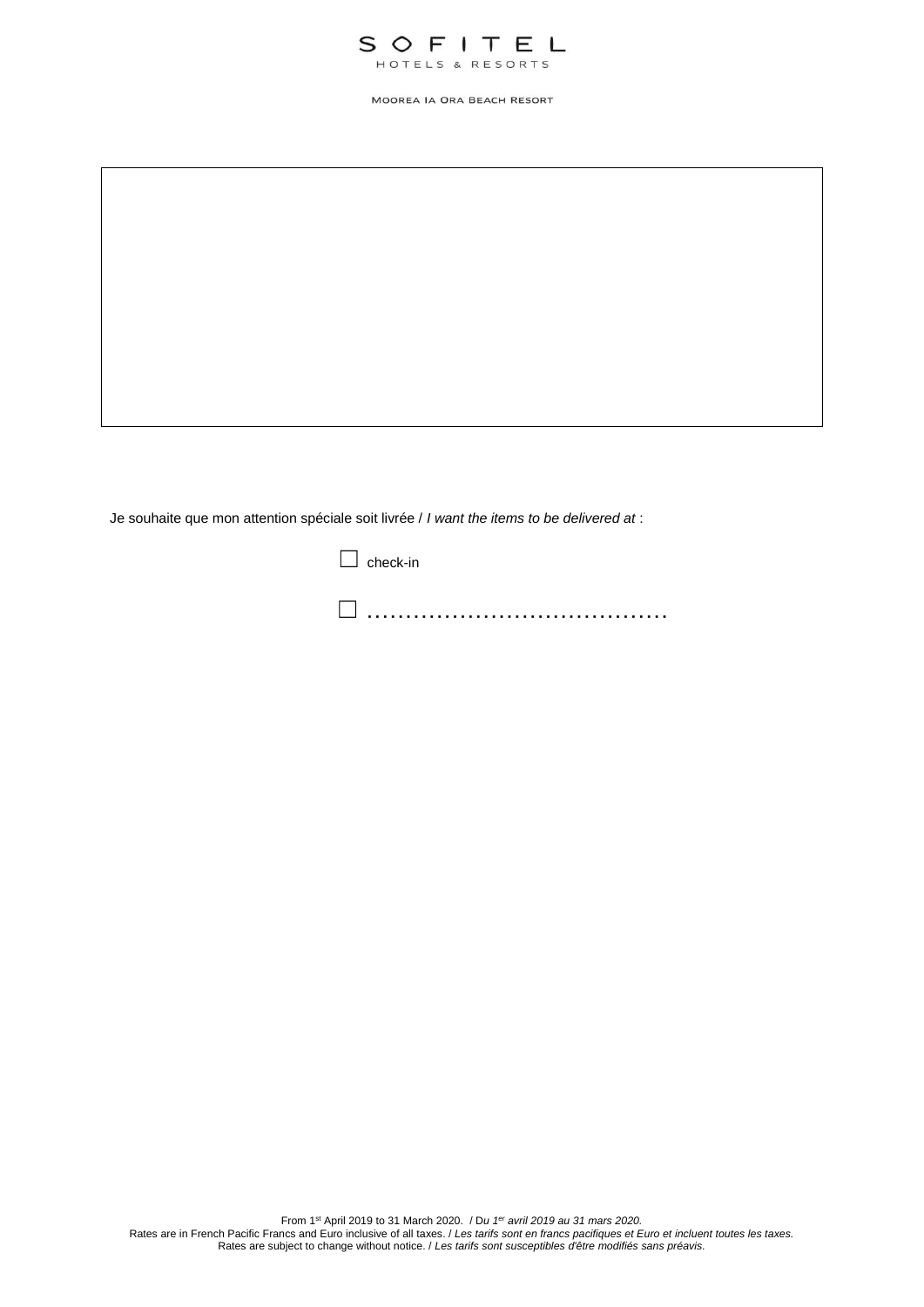SOFITEL

HOTELS & RESORTS

MOOREA IA ORA BEACH RESORT

Je souhaite que mon attention spéciale soit livrée / *I want the items to be delivered at* :

☐ check-in

☐ ……………………………………

From 1st April 2019 to 31 March 2020. / Du *1er avril 2019 au 31 mars 2020.*
Rates are in French Pacific Francs and Euro inclusive of all taxes. / *Les tarifs sont en francs pacifiques et Euro et incluent toutes les taxes.*
Rates are subject to change without notice. / *Les tarifs sont susceptibles d'être modifiés sans préavis.*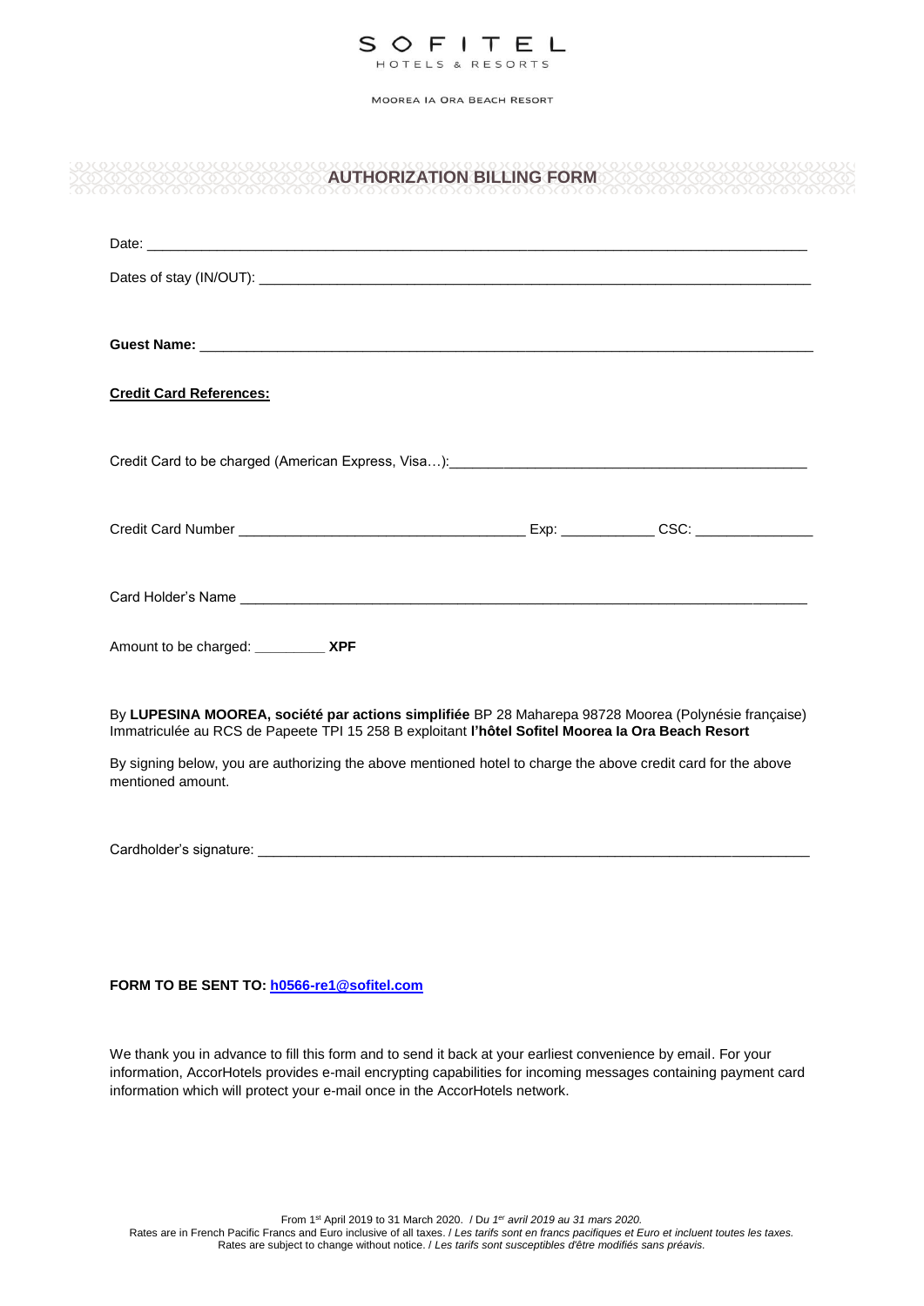SOFITEL
HOTELS & RESORTS

MOOREA IA ORA BEACH RESORT

# AUTHORIZATION BILLING FORM

Date: ______________________________________________________________________________

Dates of stay (IN/OUT): ______________________________________________________________________

**Guest Name:** ______________________________________________________________________

**Credit Card References:**

Credit Card to be charged (American Express, Visa…):____________________________________________

Credit Card Number ____________________________________ Exp: ____________ CSC: _______________

Card Holder's Name _________________________________________________________________________

Amount to be charged: _________ **XPF**

By **LUPESINA MOOREA, société par actions simplifiée** BP 28 Maharepa 98728 Moorea (Polynésie française) Immatriculée au RCS de Papeete TPI 15 258 B exploitant **l'hôtel Sofitel Moorea Ia Ora Beach Resort**

By signing below, you are authorizing the above mentioned hotel to charge the above credit card for the above mentioned amount.

Cardholder's signature: _________________________________________________________________________

**FORM TO BE SENT TO: h0566-re1@sofitel.com**

We thank you in advance to fill this form and to send it back at your earliest convenience by email. For your information, AccorHotels provides e-mail encrypting capabilities for incoming messages containing payment card information which will protect your e-mail once in the AccorHotels network.

From 1st April 2019 to 31 March 2020. / Du *1er avril 2019 au 31 mars 2020.*
Rates are in French Pacific Francs and Euro inclusive of all taxes. / *Les tarifs sont en francs pacifiques et Euro et incluent toutes les taxes.*
Rates are subject to change without notice. / *Les tarifs sont susceptibles d'être modifiés sans préavis.*